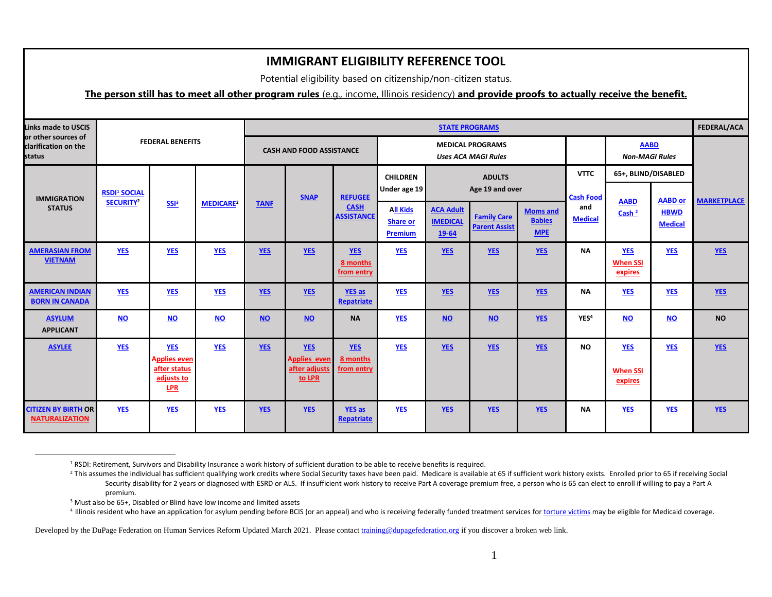# IMMIGRANT ELIGIBILITY REFERENCE TOOL

Potential eligibility based on citizenship/non-citizen status.

**The person still has to meet all other program rules** (e.g., income, Illinois residency) **and provide proofs to actually receive the benefit.**

| Links made to USCIS or other sources of clarification on the status | FEDERAL BENEFITS | | | STATE PROGRAMS | | | | | | | | | | FEDERAL/ACA |
|---|---|---|---|---|---|---|---|---|---|---|---|---|---|---|
| | | | | CASH AND FOOD ASSISTANCE | | | MEDICAL PROGRAMS *Uses ACA MAGI Rules* | | | | | AABD *Non-MAGI Rules* | | |
| | | | | | | | CHILDREN Under age 19 | ADULTS Age 19 and over | | | VTTC | 65+, BLIND/DISABLED | | |
| **IMMIGRATION STATUS** | **RSDI[1] SOCIAL SECURITY[2]** | **SSI[3]** | **MEDICARE[2]** | **TANF** | **SNAP** | **REFUGEE CASH ASSISTANCE** | **All Kids Share or Premium** | **ACA Adult IMEDICAL 19-64** | **Family Care Parent Assist** | **Moms and Babies MPE** | **Cash Food and Medical** | **AABD Cash [2]** | **AABD or HBWD Medical** | **MARKETPLACE** |
| AMERASIAN FROM VIETNAM | YES | YES | YES | YES | YES | YES 8 months from entry | YES | YES | YES | YES | NA | YES When SSI expires | YES | YES |
| AMERICAN INDIAN BORN IN CANADA | YES | YES | YES | YES | YES | YES as Repatriate | YES | YES | YES | YES | NA | YES | YES | YES |
| ASYLUM APPLICANT | NO | NO | NO | NO | NO | NA | YES | NO | NO | YES | YES[4] | NO | NO | NO |
| ASYLEE | YES | YES Applies even after status adjusts to LPR | YES | YES | YES Applies even after adjusts to LPR | YES 8 months from entry | YES | YES | YES | YES | NO | YES When SSI expires | YES | YES |
| CITIZEN BY BIRTH OR NATURALIZATION | YES | YES | YES | YES | YES | YES as Repatriate | YES | YES | YES | YES | NA | YES | YES | YES |

[1] RSDI: Retirement, Survivors and Disability Insurance a work history of sufficient duration to be able to receive benefits is required.

[2] This assumes the individual has sufficient qualifying work credits where Social Security taxes have been paid. Medicare is available at 65 if sufficient work history exists. Enrolled prior to 65 if receiving Social Security disability for 2 years or diagnosed with ESRD or ALS. If insufficient work history to receive Part A coverage premium free, a person who is 65 can elect to enroll if willing to pay a Part A premium.

[3] Must also be 65+, Disabled or Blind have low income and limited assets

[4] Illinois resident who have an application for asylum pending before BCIS (or an appeal) and who is receiving federally funded treatment services for torture victims may be eligible for Medicaid coverage.

Developed by the DuPage Federation on Human Services Reform Updated March 2021. Please contact training@dupagefederation.org if you discover a broken web link.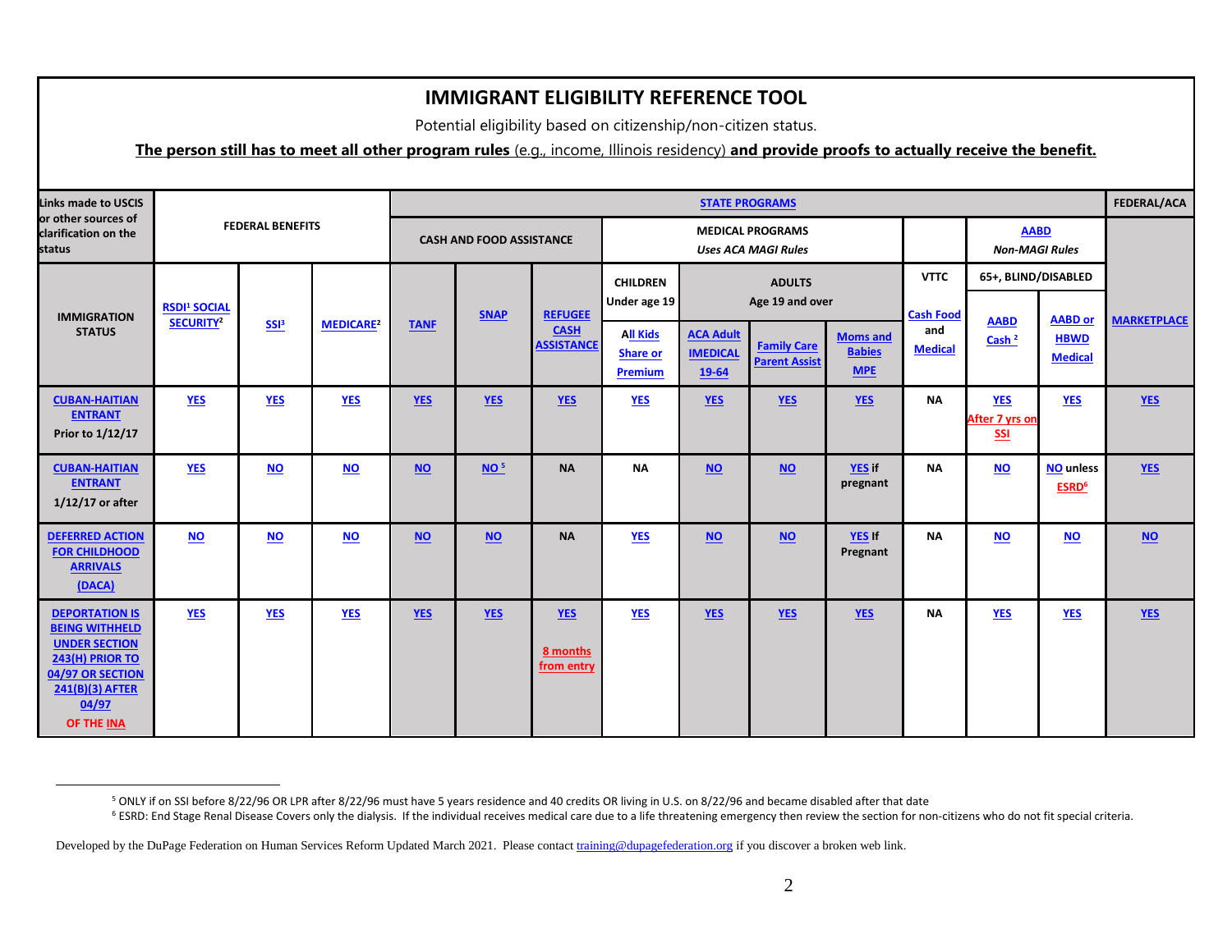# IMMIGRANT ELIGIBILITY REFERENCE TOOL

Potential eligibility based on citizenship/non-citizen status.

**The person still has to meet all other program rules** (e.g., income, Illinois residency) **and provide proofs to actually receive the benefit.**

| Links made to USCIS or other sources of clarification on the status | FEDERAL BENEFITS | | | STATE PROGRAMS | | | | | | | | | | FEDERAL/ACA |
|---|---|---|---|---|---|---|---|---|---|---|---|---|---|---|
| | | | | CASH AND FOOD ASSISTANCE | | | MEDICAL PROGRAMS *Uses ACA MAGI Rules* | | | | | AABD *Non-MAGI Rules* | | |
| | | | | | | | CHILDREN Under age 19 | ADULTS Age 19 and over | | | VTTC | 65+, BLIND/DISABLED | | |
| **IMMIGRATION STATUS** | **RSDI[1] SOCIAL SECURITY[2]** | **SSI[3]** | **MEDICARE[2]** | **TANF** | **SNAP** | **REFUGEE CASH ASSISTANCE** | **All Kids Share or Premium** | **ACA Adult IMEDICAL 19-64** | **Family Care Parent Assist** | **Moms and Babies MPE** | **Cash Food and Medical** | **AABD Cash [2]** | **AABD or HBWD Medical** | **MARKETPLACE** |
| **CUBAN-HAITIAN ENTRANT Prior to 1/12/17** | **YES** | **YES** | **YES** | **YES** | **YES** | **YES** | **YES** | **YES** | **YES** | **YES** | **NA** | **YES After 7 yrs on SSI** | **YES** | **YES** |
| **CUBAN-HAITIAN ENTRANT 1/12/17 or after** | **YES** | **NO** | **NO** | **NO** | **NO [5]** | **NA** | **NA** | **NO** | **NO** | **YES if pregnant** | **NA** | **NO** | **NO unless ESRD[6]** | **YES** |
| **DEFERRED ACTION FOR CHILDHOOD ARRIVALS (DACA)** | **NO** | **NO** | **NO** | **NO** | **NO** | **NA** | **YES** | **NO** | **NO** | **YES If Pregnant** | **NA** | **NO** | **NO** | **NO** |
| **DEPORTATION IS BEING WITHHELD UNDER SECTION 243(H) PRIOR TO 04/97 OR SECTION 241(B)(3) AFTER 04/97 OF THE INA** | **YES** | **YES** | **YES** | **YES** | **YES** | **YES 8 months from entry** | **YES** | **YES** | **YES** | **YES** | **NA** | **YES** | **YES** | **YES** |

[5] ONLY if on SSI before 8/22/96 OR LPR after 8/22/96 must have 5 years residence and 40 credits OR living in U.S. on 8/22/96 and became disabled after that date

[6] ESRD: End Stage Renal Disease Covers only the dialysis. If the individual receives medical care due to a life threatening emergency then review the section for non-citizens who do not fit special criteria.

Developed by the DuPage Federation on Human Services Reform Updated March 2021. Please contact training@dupagefederation.org if you discover a broken web link.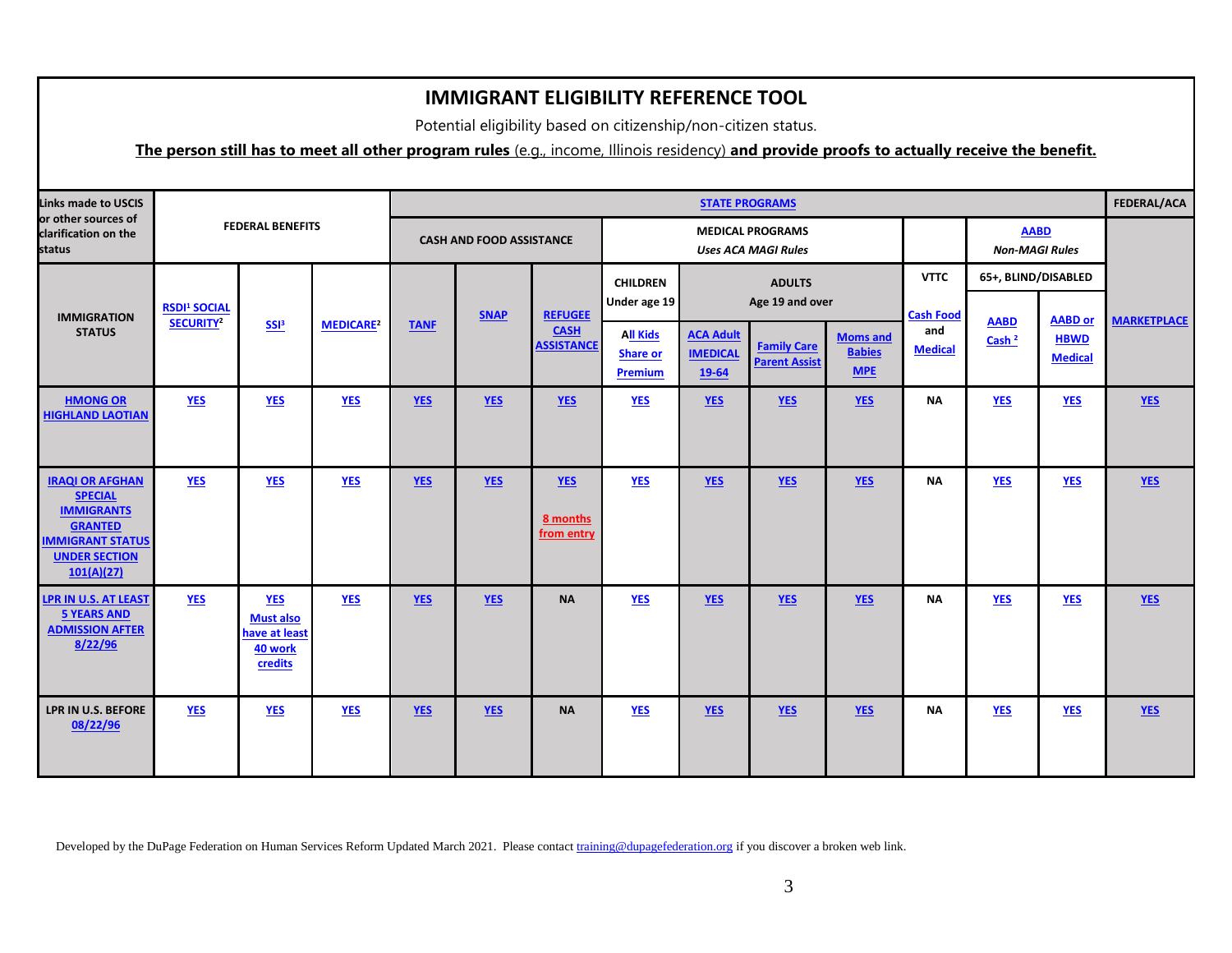# IMMIGRANT ELIGIBILITY REFERENCE TOOL

Potential eligibility based on citizenship/non-citizen status.

**The person still has to meet all other program rules** (e.g., income, Illinois residency) **and provide proofs to actually receive the benefit.**

| Links made to USCIS or other sources of clarification on the status | FEDERAL BENEFITS | | | STATE PROGRAMS | | | | | | | | | | FEDERAL/ACA |
|---|---|---|---|---|---|---|---|---|---|---|---|---|---|---|
| | | | | CASH AND FOOD ASSISTANCE | | | MEDICAL PROGRAMS *Uses ACA MAGI Rules* | | | | | AABD *Non-MAGI Rules* | | |
| | | | | | | | CHILDREN Under age 19 | ADULTS Age 19 and over | | | VTTC | 65+, BLIND/DISABLED | | |
| **IMMIGRATION STATUS** | **RSDI[1] SOCIAL SECURITY[2]** | **SSI[3]** | **MEDICARE[2]** | **TANF** | **SNAP** | **REFUGEE CASH ASSISTANCE** | **All Kids Share or Premium** | **ACA Adult IMEDICAL 19-64** | **Family Care Parent Assist** | **Moms and Babies MPE** | **Cash Food and Medical** | **AABD Cash [2]** | **AABD or HBWD Medical** | **MARKETPLACE** |
| **HMONG OR HIGHLAND LAOTIAN** | YES | YES | YES | YES | YES | YES | YES | YES | YES | YES | NA | YES | YES | YES |
| **IRAQI OR AFGHAN SPECIAL IMMIGRANTS GRANTED IMMIGRANT STATUS UNDER SECTION 101(A)(27)** | YES | YES | YES | YES | YES | YES 8 months from entry | YES | YES | YES | YES | NA | YES | YES | YES |
| **LPR IN U.S. AT LEAST 5 YEARS AND ADMISSION AFTER 8/22/96** | YES | YES Must also have at least 40 work credits | YES | YES | YES | NA | YES | YES | YES | YES | NA | YES | YES | YES |
| **LPR IN U.S. BEFORE 08/22/96** | YES | YES | YES | YES | YES | NA | YES | YES | YES | YES | NA | YES | YES | YES |

Developed by the DuPage Federation on Human Services Reform Updated March 2021. Please contact training@dupagefederation.org if you discover a broken web link.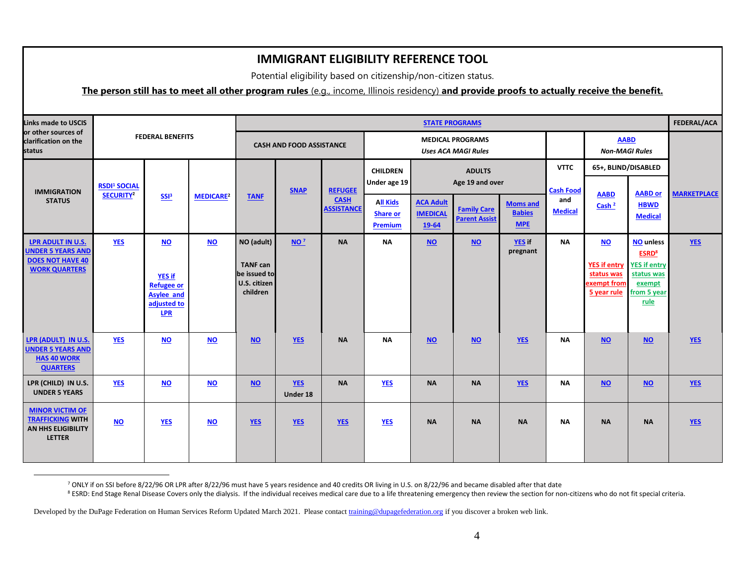# IMMIGRANT ELIGIBILITY REFERENCE TOOL

Potential eligibility based on citizenship/non-citizen status.

**The person still has to meet all other program rules** (e.g., income, Illinois residency) **and provide proofs to actually receive the benefit.**

| Links made to USCIS or other sources of clarification on the status | FEDERAL BENEFITS | | | STATE PROGRAMS | | | | | | | | | | | FEDERAL/ACA |
|---|---|---|---|---|---|---|---|---|---|---|---|---|---|---|---|
| | | | | CASH AND FOOD ASSISTANCE | | | MEDICAL PROGRAMS *Uses ACA MAGI Rules* | | | | | AABD *Non-MAGI Rules* | | | |
| | | | | | | | CHILDREN Under age 19 | ADULTS Age 19 and over | | | VTTC | 65+, BLIND/DISABLED | | | |
| IMMIGRATION STATUS | RSDI[1] SOCIAL SECURITY[2] | SSI[3] | MEDICARE[2] | TANF | SNAP | REFUGEE CASH ASSISTANCE | All Kids Share or Premium | ACA Adult IMEDICAL 19-64 | Family Care Parent Assist | Moms and Babies MPE | Cash Food and Medical | AABD Cash [2] | AABD or HBWD Medical | | MARKETPLACE |
| LPR ADULT IN U.S. UNDER 5 YEARS AND DOES NOT HAVE 40 WORK QUARTERS | YES | NO<br>YES if Refugee or Asylee and adjusted to LPR | NO | NO (adult)<br>TANF can be issued to U.S. citizen children | NO [7] | NA | NA | NO | NO | YES if pregnant | NA | NO<br>YES if entry status was exempt from 5 year rule | NO unless ESRD[8]<br>YES if entry status was exempt from 5 year rule | | YES |
| LPR (ADULT) IN U.S. UNDER 5 YEARS AND HAS 40 WORK QUARTERS | YES | NO | NO | NO | YES | NA | NA | NO | NO | YES | NA | NO | NO | | YES |
| LPR (CHILD) IN U.S. UNDER 5 YEARS | YES | NO | NO | NO | YES Under 18 | NA | YES | NA | NA | YES | NA | NO | NO | | YES |
| MINOR VICTIM OF TRAFFICKING WITH AN HHS ELIGIBILITY LETTER | NO | YES | NO | YES | YES | YES | YES | NA | NA | NA | NA | NA | NA | | YES |

[7] ONLY if on SSI before 8/22/96 OR LPR after 8/22/96 must have 5 years residence and 40 credits OR living in U.S. on 8/22/96 and became disabled after that date

[8] ESRD: End Stage Renal Disease Covers only the dialysis. If the individual receives medical care due to a life threatening emergency then review the section for non-citizens who do not fit special criteria.

Developed by the DuPage Federation on Human Services Reform Updated March 2021. Please contact training@dupagefederation.org if you discover a broken web link.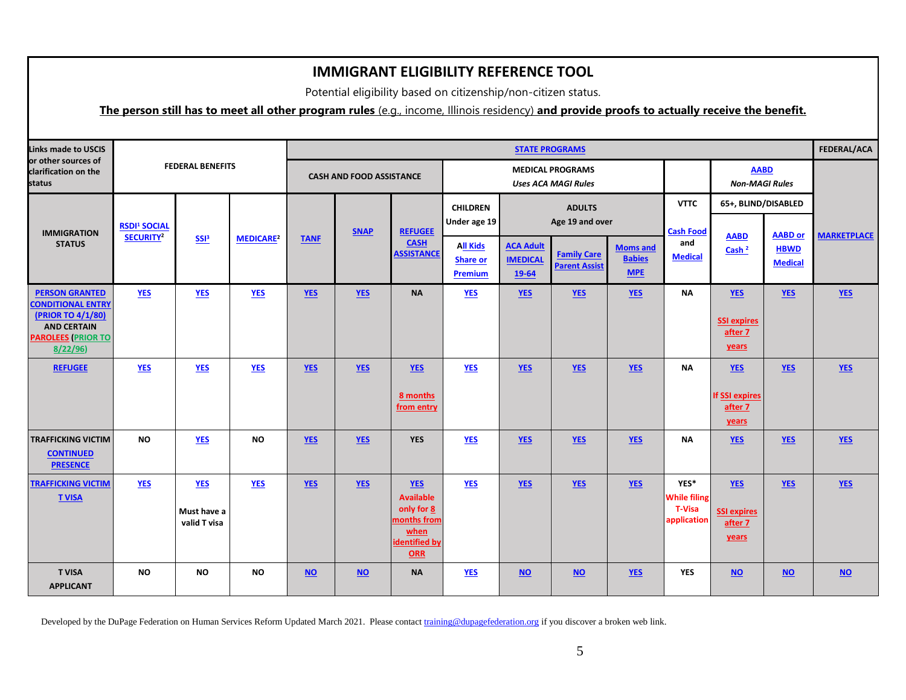# IMMIGRANT ELIGIBILITY REFERENCE TOOL

Potential eligibility based on citizenship/non-citizen status.

**The person still has to meet all other program rules (e.g., income, Illinois residency) and provide proofs to actually receive the benefit.**

| Links made to USCIS or other sources of clarification on the status | FEDERAL BENEFITS | | | STATE PROGRAMS | | | | | | | | | | FEDERAL/ACA |
|---|---|---|---|---|---|---|---|---|---|---|---|---|---|---|
| | | | | CASH AND FOOD ASSISTANCE | | | MEDICAL PROGRAMS *Uses ACA MAGI Rules* | | | | | AABD *Non-MAGI Rules* | | |
| | | | | | | | CHILDREN Under age 19 | ADULTS Age 19 and over | | | VTTC | 65+, BLIND/DISABLED | | |
| **IMMIGRATION STATUS** | RSDI[1] SOCIAL SECURITY[2] | SSI[3] | MEDICARE[2] | TANF | SNAP | REFUGEE CASH ASSISTANCE | All Kids Share or Premium | ACA Adult IMEDICAL 19-64 | Family Care Parent Assist | Moms and Babies MPE | Cash Food and Medical | AABD Cash [2] | AABD or HBWD Medical | MARKETPLACE |
| **PERSON GRANTED CONDITIONAL ENTRY (PRIOR TO 4/1/80) AND CERTAIN PAROLEES (PRIOR TO 8/22/96)** | YES | YES | YES | YES | YES | NA | YES | YES | YES | YES | NA | YES SSI expires after 7 years | YES | YES |
| **REFUGEE** | YES | YES | YES | YES | YES | YES 8 months from entry | YES | YES | YES | YES | NA | YES If SSI expires after 7 years | YES | YES |
| **TRAFFICKING VICTIM CONTINUED PRESENCE** | NO | YES | NO | YES | YES | YES | YES | YES | YES | YES | NA | YES | YES | YES |
| **TRAFFICKING VICTIM T VISA** | YES | YES Must have a valid T visa | YES | YES | YES | YES Available only for 8 months from when identified by ORR | YES | YES | YES | YES | YES* While filing T-Visa application | YES SSI expires after 7 years | YES | YES |
| **T VISA APPLICANT** | NO | NO | NO | NO | NO | NA | YES | NO | NO | YES | YES | NO | NO | NO |

Developed by the DuPage Federation on Human Services Reform Updated March 2021. Please contact training@dupagefederation.org if you discover a broken web link.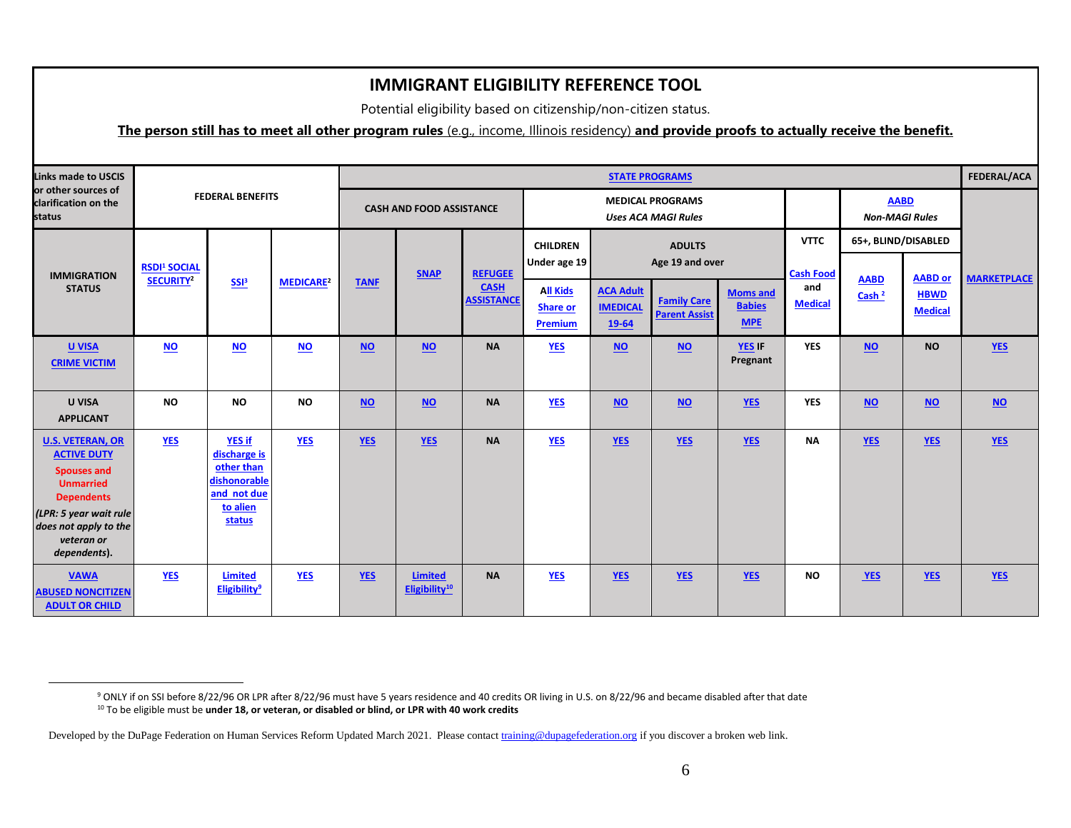# IMMIGRANT ELIGIBILITY REFERENCE TOOL

Potential eligibility based on citizenship/non-citizen status.

**The person still has to meet all other program rules** (e.g., income, Illinois residency) **and provide proofs to actually receive the benefit.**

| Links made to USCIS or other sources of clarification on the status | FEDERAL BENEFITS | | | STATE PROGRAMS | | | | | | | | | | FEDERAL/ACA |
|---|---|---|---|---|---|---|---|---|---|---|---|---|---|---|
| | | | | CASH AND FOOD ASSISTANCE | | | MEDICAL PROGRAMS *Uses ACA MAGI Rules* | | | | | AABD *Non-MAGI Rules* | | |
| | | | | | | | CHILDREN Under age 19 | ADULTS Age 19 and over | | | VTTC | 65+, BLIND/DISABLED | | |
| **IMMIGRATION STATUS** | RSDI[1] SOCIAL SECURITY[2] | SSI[3] | MEDICARE[2] | TANF | SNAP | REFUGEE CASH ASSISTANCE | All Kids Share or Premium | ACA Adult IMEDICAL 19-64 | Family Care Parent Assist | Moms and Babies MPE | Cash Food and Medical | AABD Cash [2] | AABD or HBWD Medical | MARKETPLACE |
| **U VISA CRIME VICTIM** | NO | NO | NO | NO | NO | NA | YES | NO | NO | YES IF Pregnant | YES | NO | NO | YES |
| **U VISA APPLICANT** | NO | NO | NO | NO | NO | NA | YES | NO | NO | YES | YES | NO | NO | NO |
| **U.S. VETERAN, OR ACTIVE DUTY** Spouses and Unmarried Dependents *(LPR: 5 year wait rule does not apply to the veteran or dependents).* | YES | YES if discharge is other than dishonorable and not due to alien status | YES | YES | YES | NA | YES | YES | YES | YES | NA | YES | YES | YES |
| **VAWA ABUSED NONCITIZEN ADULT OR CHILD** | YES | Limited Eligibility[9] | YES | YES | Limited Eligibility[10] | NA | YES | YES | YES | YES | NO | YES | YES | YES |

[9] ONLY if on SSI before 8/22/96 OR LPR after 8/22/96 must have 5 years residence and 40 credits OR living in U.S. on 8/22/96 and became disabled after that date

[10] To be eligible must be **under 18, or veteran, or disabled or blind, or LPR with 40 work credits**

Developed by the DuPage Federation on Human Services Reform Updated March 2021. Please contact training@dupagefederation.org if you discover a broken web link.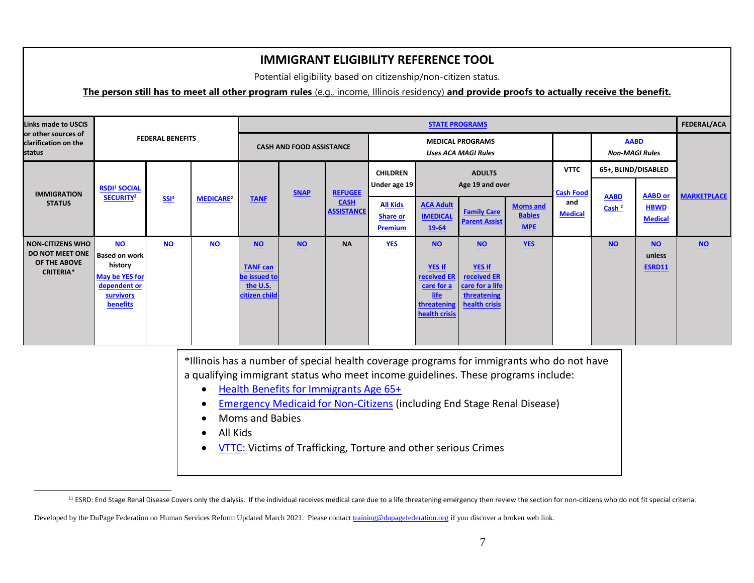# IMMIGRANT ELIGIBILITY REFERENCE TOOL

Potential eligibility based on citizenship/non-citizen status.

**The person still has to meet all other program rules** (e.g., income, Illinois residency) **and provide proofs to actually receive the benefit.**

| Links made to USCIS or other sources of clarification on the status | FEDERAL BENEFITS | | | STATE PROGRAMS | | | | | | | | | | FEDERAL/ACA |
|---|---|---|---|---|---|---|---|---|---|---|---|---|---|---|
| | | | | CASH AND FOOD ASSISTANCE | | | MEDICAL PROGRAMS *Uses ACA MAGI Rules* | | | | | AABD *Non-MAGI Rules* | | |
| | | | | | | | CHILDREN Under age 19 | ADULTS Age 19 and over | | | VTTC | 65+, BLIND/DISABLED | | |
| **IMMIGRATION STATUS** | **RSDI[1] SOCIAL SECURITY[2]** | **SSI[3]** | **MEDICARE[2]** | **TANF** | **SNAP** | **REFUGEE CASH ASSISTANCE** | **All Kids Share or Premium** | **ACA Adult IMEDICAL 19-64** | **Family Care Parent Assist** | **Moms and Babies MPE** | **Cash Food and Medical** | **AABD Cash [2]** | **AABD or HBWD Medical** | **MARKETPLACE** |
| **NON-CITIZENS WHO DO NOT MEET ONE OF THE ABOVE CRITERIA*** | **NO** Based on work history May be YES for dependent or survivors benefits | **NO** | **NO** | **NO** TANF can be issued to the U.S. citizen child | **NO** | **NA** | **YES** | **NO** YES If received ER care for a life threatening health crisis | **NO** YES If received ER care for a life threatening health crisis | **YES** | | **NO** | **NO** unless ESRD11 | **NO** |

*Illinois has a number of special health coverage programs for immigrants who do not have a qualifying immigrant status who meet income guidelines. These programs include:

- Health Benefits for Immigrants Age 65+
- Emergency Medicaid for Non-Citizens (including End Stage Renal Disease)
- Moms and Babies
- All Kids
- VTTC: Victims of Trafficking, Torture and other serious Crimes

[11] ESRD: End Stage Renal Disease Covers only the dialysis. If the individual receives medical care due to a life threatening emergency then review the section for non-citizens who do not fit special criteria.

Developed by the DuPage Federation on Human Services Reform Updated March 2021. Please contact training@dupagefederation.org if you discover a broken web link.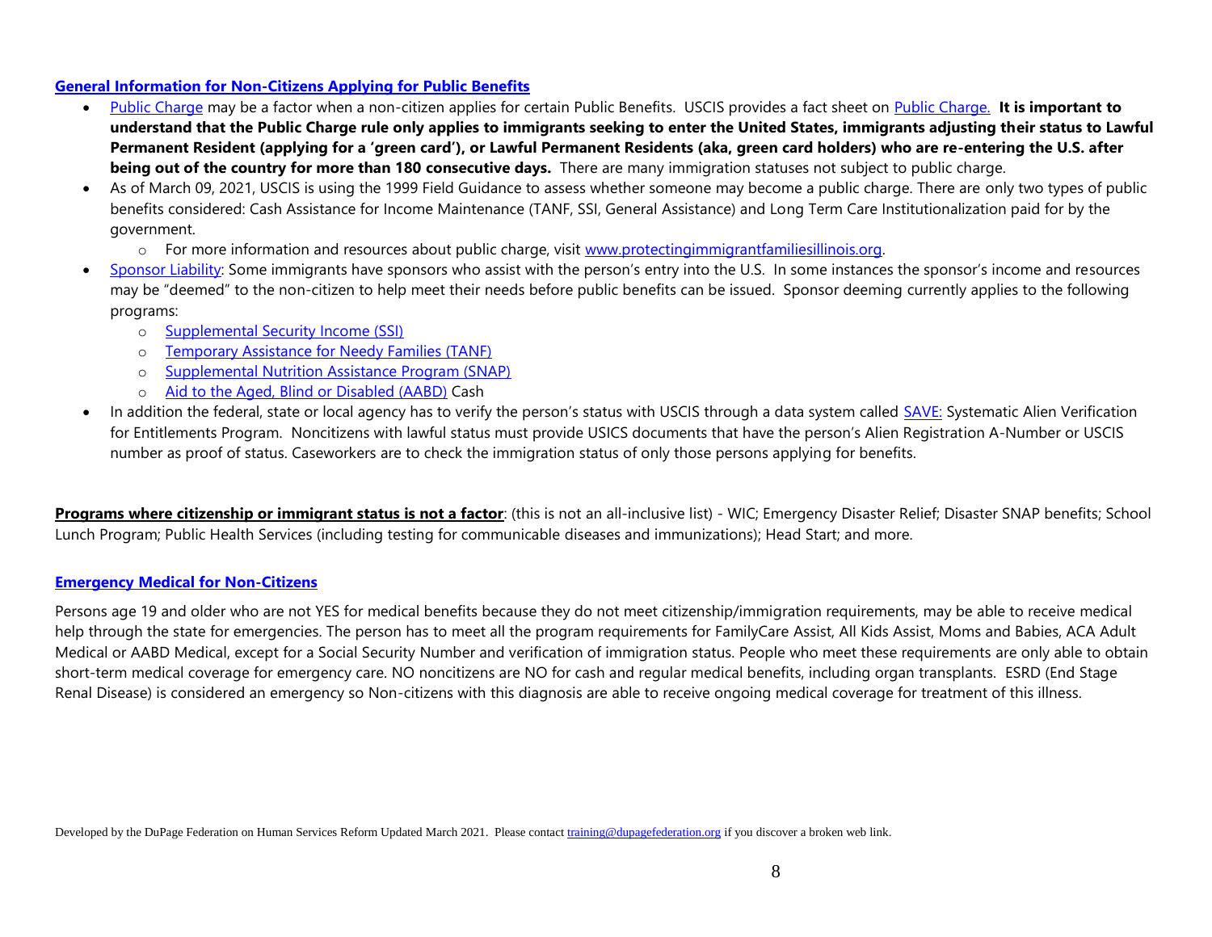## General Information for Non-Citizens Applying for Public Benefits

- Public Charge may be a factor when a non-citizen applies for certain Public Benefits. USCIS provides a fact sheet on Public Charge. **It is important to understand that the Public Charge rule only applies to immigrants seeking to enter the United States, immigrants adjusting their status to Lawful Permanent Resident (applying for a 'green card'), or Lawful Permanent Residents (aka, green card holders) who are re-entering the U.S. after being out of the country for more than 180 consecutive days.** There are many immigration statuses not subject to public charge.
- As of March 09, 2021, USCIS is using the 1999 Field Guidance to assess whether someone may become a public charge. There are only two types of public benefits considered: Cash Assistance for Income Maintenance (TANF, SSI, General Assistance) and Long Term Care Institutionalization paid for by the government.
  - For more information and resources about public charge, visit www.protectingimmigrantfamiliesillinois.org.
- Sponsor Liability: Some immigrants have sponsors who assist with the person's entry into the U.S. In some instances the sponsor's income and resources may be "deemed" to the non-citizen to help meet their needs before public benefits can be issued. Sponsor deeming currently applies to the following programs:
  - Supplemental Security Income (SSI)
  - Temporary Assistance for Needy Families (TANF)
  - Supplemental Nutrition Assistance Program (SNAP)
  - Aid to the Aged, Blind or Disabled (AABD) Cash
- In addition the federal, state or local agency has to verify the person's status with USCIS through a data system called SAVE: Systematic Alien Verification for Entitlements Program. Noncitizens with lawful status must provide USICS documents that have the person's Alien Registration A-Number or USCIS number as proof of status. Caseworkers are to check the immigration status of only those persons applying for benefits.

**Programs where citizenship or immigrant status is not a factor**: (this is not an all-inclusive list) - WIC; Emergency Disaster Relief; Disaster SNAP benefits; School Lunch Program; Public Health Services (including testing for communicable diseases and immunizations); Head Start; and more.

## Emergency Medical for Non-Citizens

Persons age 19 and older who are not YES for medical benefits because they do not meet citizenship/immigration requirements, may be able to receive medical help through the state for emergencies. The person has to meet all the program requirements for FamilyCare Assist, All Kids Assist, Moms and Babies, ACA Adult Medical or AABD Medical, except for a Social Security Number and verification of immigration status. People who meet these requirements are only able to obtain short-term medical coverage for emergency care. NO noncitizens are NO for cash and regular medical benefits, including organ transplants. ESRD (End Stage Renal Disease) is considered an emergency so Non-citizens with this diagnosis are able to receive ongoing medical coverage for treatment of this illness.

Developed by the DuPage Federation on Human Services Reform Updated March 2021. Please contact training@dupagefederation.org if you discover a broken web link.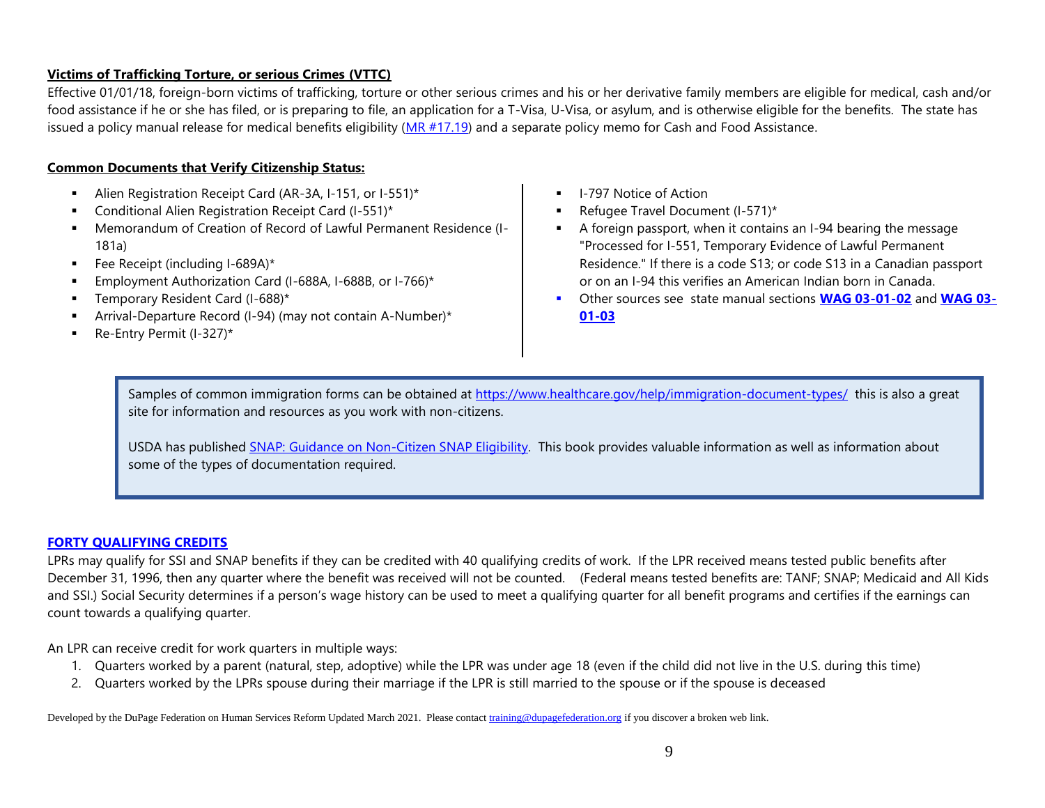**Victims of Trafficking Torture, or serious Crimes (VTTC)**

Effective 01/01/18, foreign-born victims of trafficking, torture or other serious crimes and his or her derivative family members are eligible for medical, cash and/or food assistance if he or she has filed, or is preparing to file, an application for a T-Visa, U-Visa, or asylum, and is otherwise eligible for the benefits. The state has issued a policy manual release for medical benefits eligibility (MR #17.19) and a separate policy memo for Cash and Food Assistance.

**Common Documents that Verify Citizenship Status:**

- Alien Registration Receipt Card (AR-3A, I-151, or I-551)*
- Conditional Alien Registration Receipt Card (I-551)*
- Memorandum of Creation of Record of Lawful Permanent Residence (I-181a)
- Fee Receipt (including I-689A)*
- Employment Authorization Card (I-688A, I-688B, or I-766)*
- Temporary Resident Card (I-688)*
- Arrival-Departure Record (I-94) (may not contain A-Number)*
- Re-Entry Permit (I-327)*
- I-797 Notice of Action
- Refugee Travel Document (I-571)*
- A foreign passport, when it contains an I-94 bearing the message "Processed for I-551, Temporary Evidence of Lawful Permanent Residence." If there is a code S13; or code S13 in a Canadian passport or on an I-94 this verifies an American Indian born in Canada.
- Other sources see state manual sections **WAG 03-01-02** and **WAG 03-01-03**

Samples of common immigration forms can be obtained at https://www.healthcare.gov/help/immigration-document-types/ this is also a great site for information and resources as you work with non-citizens.

USDA has published SNAP: Guidance on Non-Citizen SNAP Eligibility. This book provides valuable information as well as information about some of the types of documentation required.

**FORTY QUALIFYING CREDITS**

LPRs may qualify for SSI and SNAP benefits if they can be credited with 40 qualifying credits of work. If the LPR received means tested public benefits after December 31, 1996, then any quarter where the benefit was received will not be counted. (Federal means tested benefits are: TANF; SNAP; Medicaid and All Kids and SSI.) Social Security determines if a person's wage history can be used to meet a qualifying quarter for all benefit programs and certifies if the earnings can count towards a qualifying quarter.

An LPR can receive credit for work quarters in multiple ways:

1. Quarters worked by a parent (natural, step, adoptive) while the LPR was under age 18 (even if the child did not live in the U.S. during this time)
2. Quarters worked by the LPRs spouse during their marriage if the LPR is still married to the spouse or if the spouse is deceased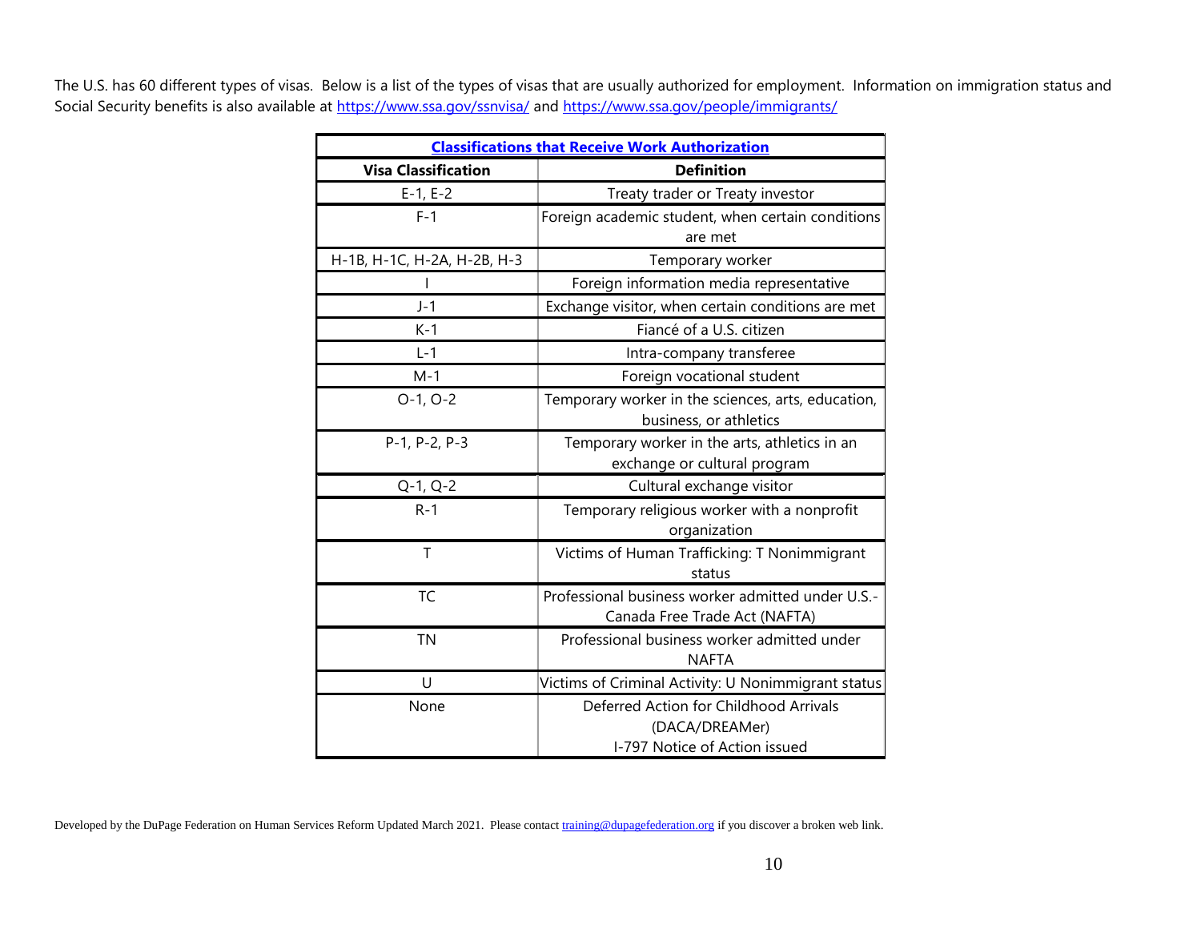The U.S. has 60 different types of visas. Below is a list of the types of visas that are usually authorized for employment. Information on immigration status and Social Security benefits is also available at https://www.ssa.gov/ssnvisa/ and https://www.ssa.gov/people/immigrants/

**Classifications that Receive Work Authorization**

| Visa Classification | Definition |
|---|---|
| E-1, E-2 | Treaty trader or Treaty investor |
| F-1 | Foreign academic student, when certain conditions are met |
| H-1B, H-1C, H-2A, H-2B, H-3 | Temporary worker |
| I | Foreign information media representative |
| J-1 | Exchange visitor, when certain conditions are met |
| K-1 | Fiancé of a U.S. citizen |
| L-1 | Intra-company transferee |
| M-1 | Foreign vocational student |
| O-1, O-2 | Temporary worker in the sciences, arts, education, business, or athletics |
| P-1, P-2, P-3 | Temporary worker in the arts, athletics in an exchange or cultural program |
| Q-1, Q-2 | Cultural exchange visitor |
| R-1 | Temporary religious worker with a nonprofit organization |
| T | Victims of Human Trafficking: T Nonimmigrant status |
| TC | Professional business worker admitted under U.S.-Canada Free Trade Act (NAFTA) |
| TN | Professional business worker admitted under NAFTA |
| U | Victims of Criminal Activity: U Nonimmigrant status |
| None | Deferred Action for Childhood Arrivals (DACA/DREAMer) I-797 Notice of Action issued |

Developed by the DuPage Federation on Human Services Reform Updated March 2021. Please contact training@dupagefederation.org if you discover a broken web link.